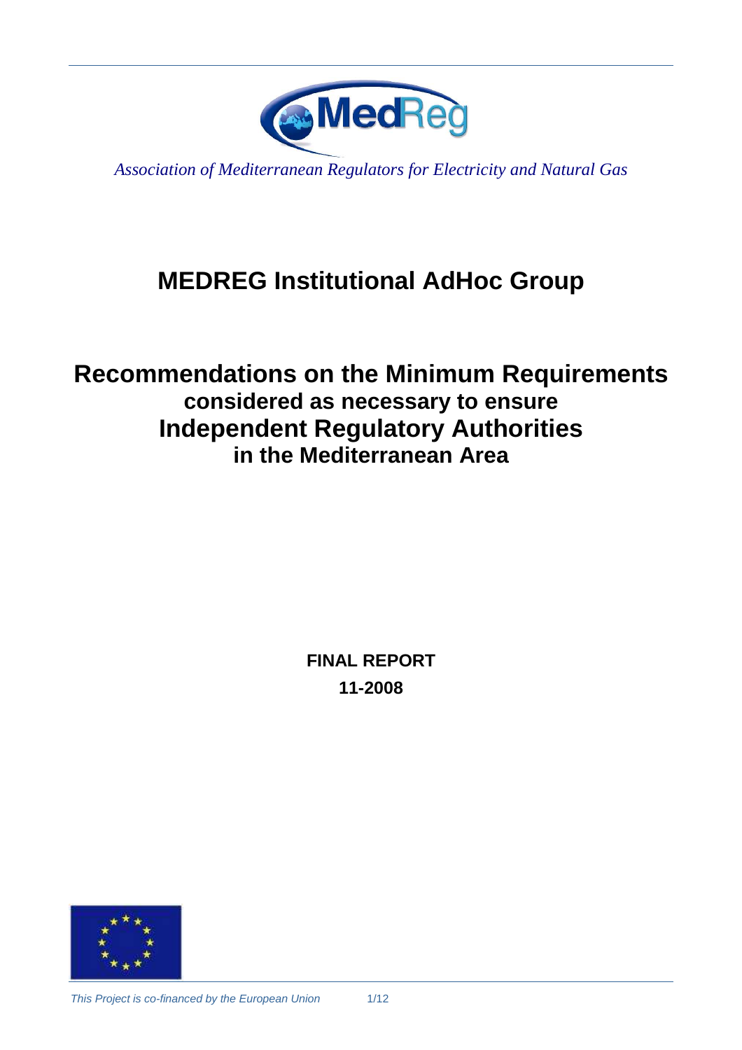*Association of Mediterranean Regulators for Electricity and Natural Gas*

# MEDREG Institutional AdHoc Group

## Recommendations on the Minimum Requirements considered as necessary to ensure Independent Regulatory Authorities in the Mediterranean Area

**FINAL REPORT**

**11-2008**

*This Project is co-financed by the European Union*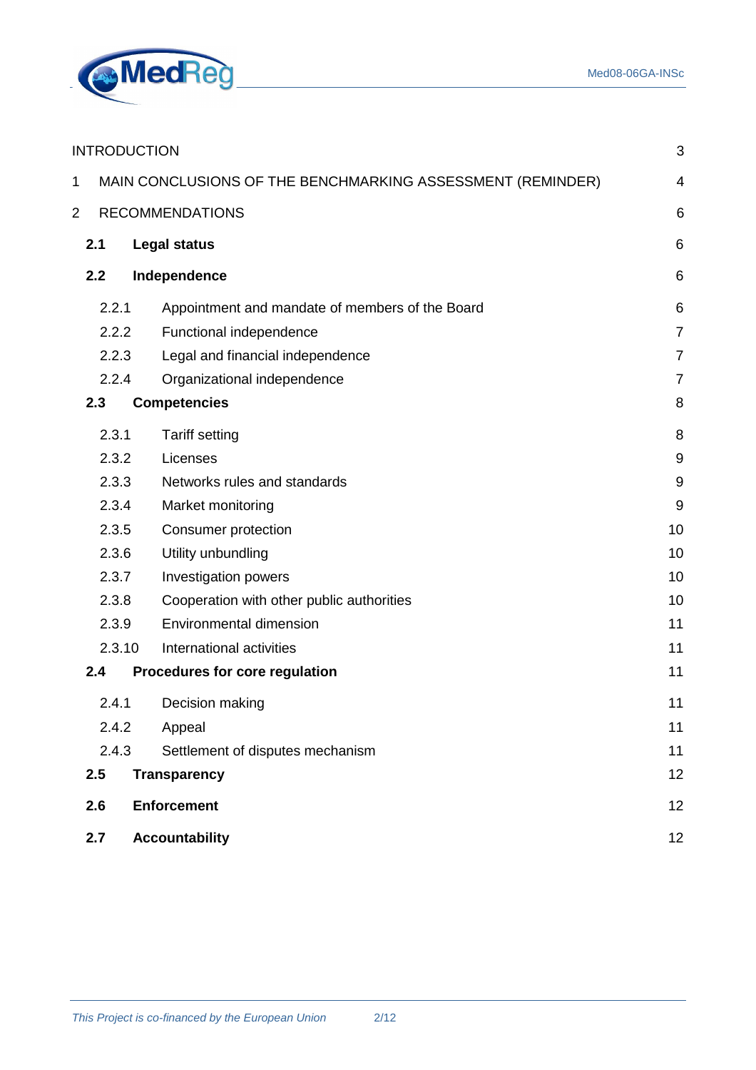| | |
|---|---|
| INTRODUCTION | 3 |
| 1 MAIN CONCLUSIONS OF THE BENCHMARKING ASSESSMENT (REMINDER) | 4 |
| 2 RECOMMENDATIONS | 6 |
| **2.1 Legal status** | 6 |
| **2.2 Independence** | 6 |
| 2.2.1 Appointment and mandate of members of the Board | 6 |
| 2.2.2 Functional independence | 7 |
| 2.2.3 Legal and financial independence | 7 |
| 2.2.4 Organizational independence | 7 |
| **2.3 Competencies** | 8 |
| 2.3.1 Tariff setting | 8 |
| 2.3.2 Licenses | 9 |
| 2.3.3 Networks rules and standards | 9 |
| 2.3.4 Market monitoring | 9 |
| 2.3.5 Consumer protection | 10 |
| 2.3.6 Utility unbundling | 10 |
| 2.3.7 Investigation powers | 10 |
| 2.3.8 Cooperation with other public authorities | 10 |
| 2.3.9 Environmental dimension | 11 |
| 2.3.10 International activities | 11 |
| **2.4 Procedures for core regulation** | 11 |
| 2.4.1 Decision making | 11 |
| 2.4.2 Appeal | 11 |
| 2.4.3 Settlement of disputes mechanism | 11 |
| **2.5 Transparency** | 12 |
| **2.6 Enforcement** | 12 |
| **2.7 Accountability** | 12 |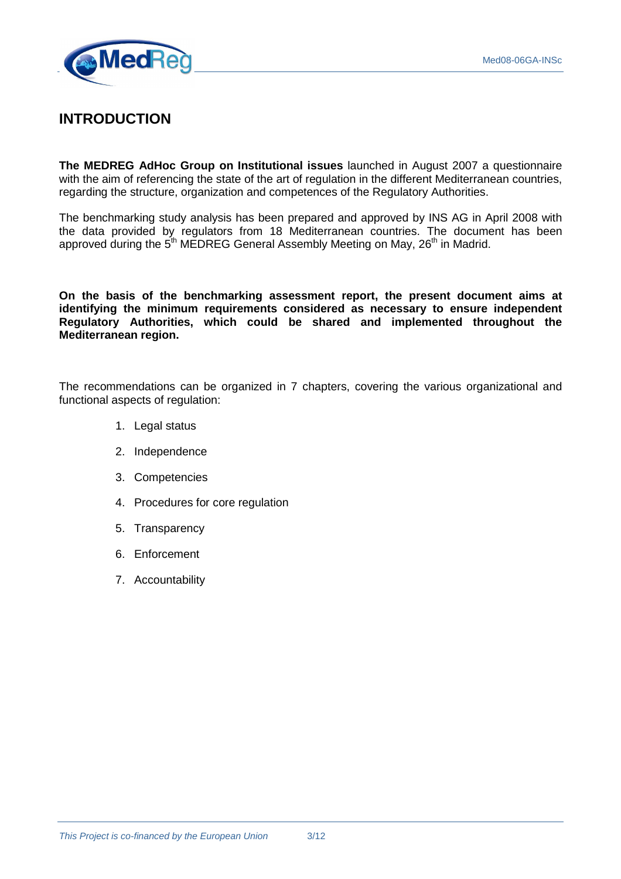# INTRODUCTION

**The MEDREG AdHoc Group on Institutional issues** launched in August 2007 a questionnaire with the aim of referencing the state of the art of regulation in the different Mediterranean countries, regarding the structure, organization and competences of the Regulatory Authorities.

The benchmarking study analysis has been prepared and approved by INS AG in April 2008 with the data provided by regulators from 18 Mediterranean countries. The document has been approved during the 5th MEDREG General Assembly Meeting on May, 26th in Madrid.

**On the basis of the benchmarking assessment report, the present document aims at identifying the minimum requirements considered as necessary to ensure independent Regulatory Authorities, which could be shared and implemented throughout the Mediterranean region.**

The recommendations can be organized in 7 chapters, covering the various organizational and functional aspects of regulation:

1. Legal status
2. Independence
3. Competencies
4. Procedures for core regulation
5. Transparency
6. Enforcement
7. Accountability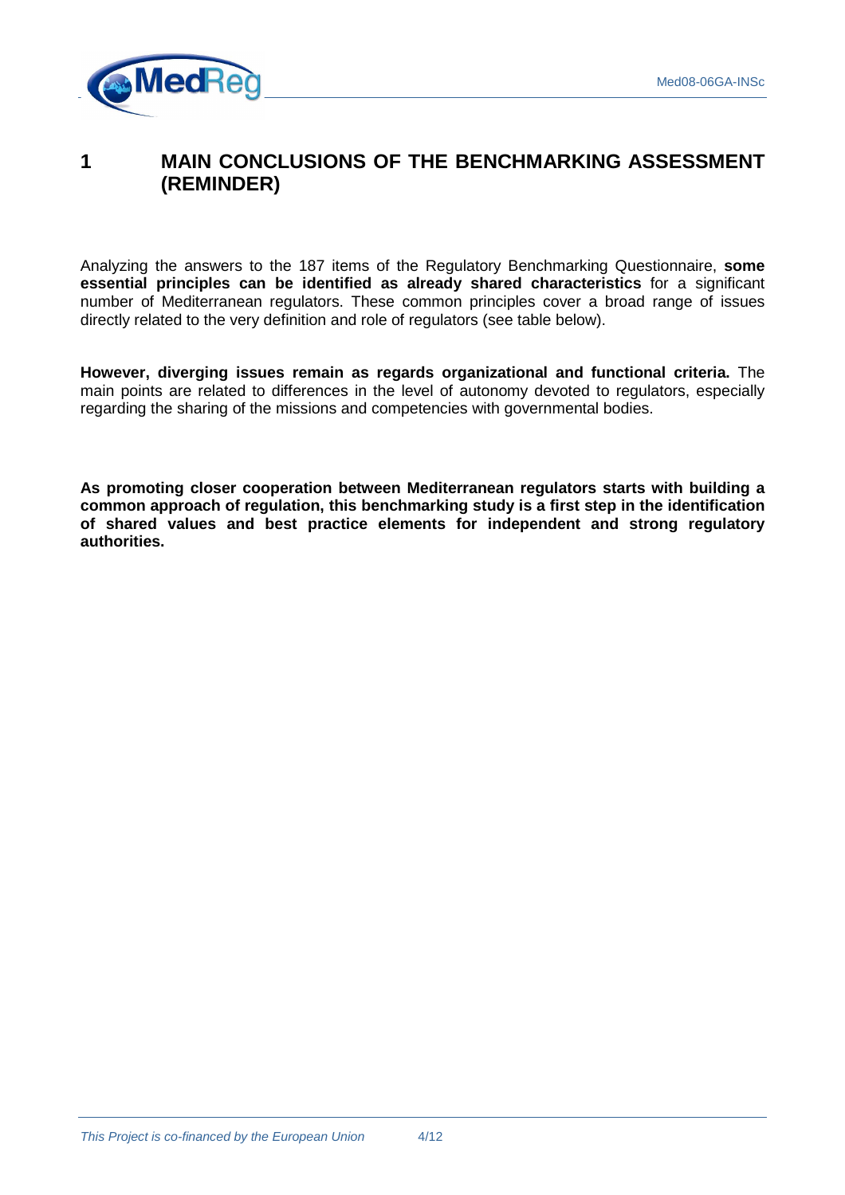# 1 MAIN CONCLUSIONS OF THE BENCHMARKING ASSESSMENT (REMINDER)

Analyzing the answers to the 187 items of the Regulatory Benchmarking Questionnaire, **some essential principles can be identified as already shared characteristics** for a significant number of Mediterranean regulators. These common principles cover a broad range of issues directly related to the very definition and role of regulators (see table below).

**However, diverging issues remain as regards organizational and functional criteria.** The main points are related to differences in the level of autonomy devoted to regulators, especially regarding the sharing of the missions and competencies with governmental bodies.

**As promoting closer cooperation between Mediterranean regulators starts with building a common approach of regulation, this benchmarking study is a first step in the identification of shared values and best practice elements for independent and strong regulatory authorities.**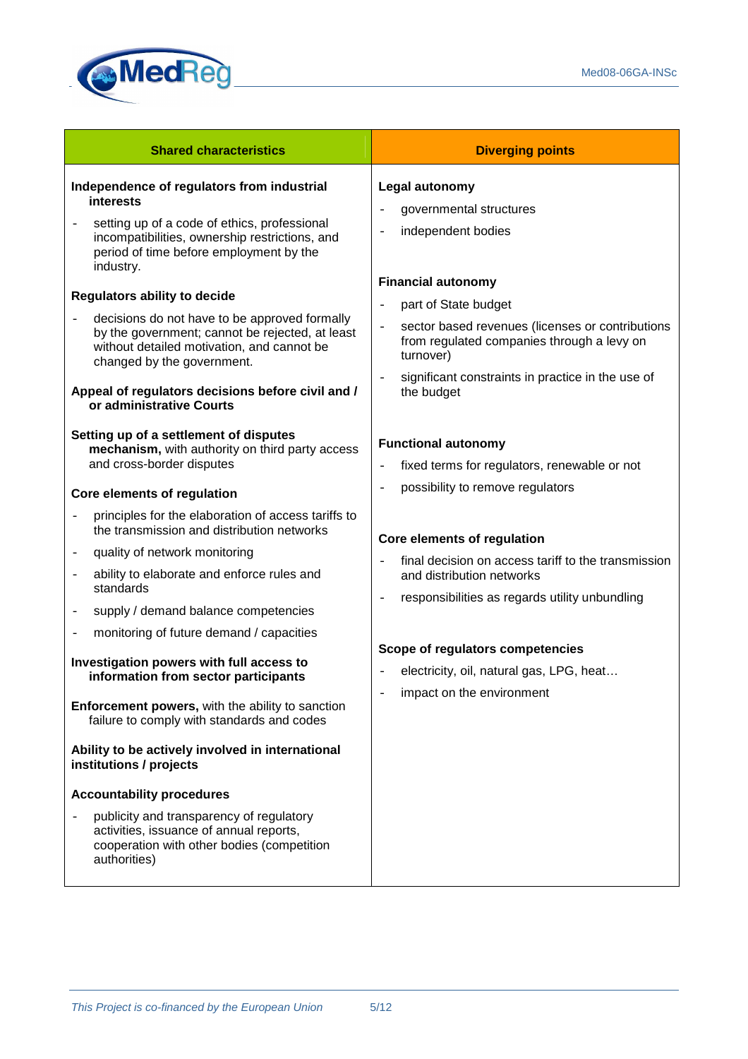| Shared characteristics | Diverging points |
| --- | --- |
| **Independence of regulators from industrial interests**<br>- setting up of a code of ethics, professional incompatibilities, ownership restrictions, and period of time before employment by the industry.<br><br>**Regulators ability to decide**<br>- decisions do not have to be approved formally by the government; cannot be rejected, at least without detailed motivation, and cannot be changed by the government.<br><br>**Appeal of regulators decisions before civil and / or administrative Courts**<br><br>**Setting up of a settlement of disputes mechanism,** with authority on third party access and cross-border disputes<br><br>**Core elements of regulation**<br>- principles for the elaboration of access tariffs to the transmission and distribution networks<br>- quality of network monitoring<br>- ability to elaborate and enforce rules and standards<br>- supply / demand balance competencies<br>- monitoring of future demand / capacities<br><br>**Investigation powers with full access to information from sector participants**<br><br>**Enforcement powers,** with the ability to sanction failure to comply with standards and codes<br><br>**Ability to be actively involved in international institutions / projects**<br><br>**Accountability procedures**<br>- publicity and transparency of regulatory activities, issuance of annual reports, cooperation with other bodies (competition authorities) | **Legal autonomy**<br>- governmental structures<br>- independent bodies<br><br>**Financial autonomy**<br>- part of State budget<br>- sector based revenues (licenses or contributions from regulated companies through a levy on turnover)<br>- significant constraints in practice in the use of the budget<br><br>**Functional autonomy**<br>- fixed terms for regulators, renewable or not<br>- possibility to remove regulators<br><br>**Core elements of regulation**<br>- final decision on access tariff to the transmission and distribution networks<br>- responsibilities as regards utility unbundling<br><br>**Scope of regulators competencies**<br>- electricity, oil, natural gas, LPG, heat…<br>- impact on the environment |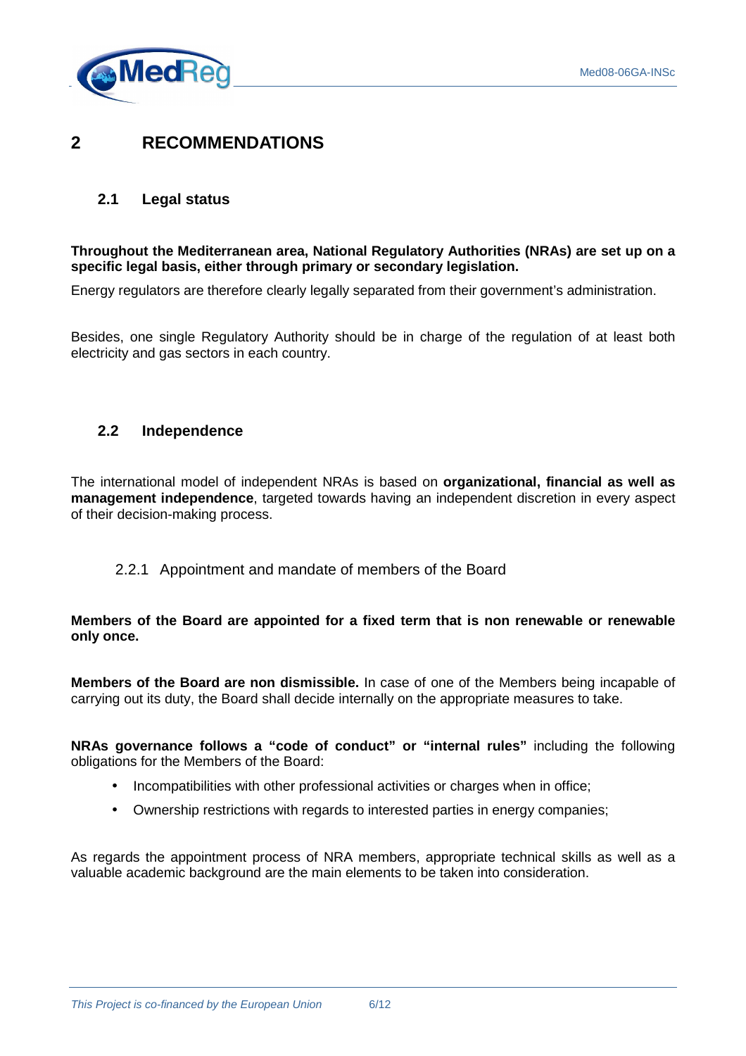# 2 RECOMMENDATIONS

## 2.1 Legal status

**Throughout the Mediterranean area, National Regulatory Authorities (NRAs) are set up on a specific legal basis, either through primary or secondary legislation.**

Energy regulators are therefore clearly legally separated from their government's administration.

Besides, one single Regulatory Authority should be in charge of the regulation of at least both electricity and gas sectors in each country.

## 2.2 Independence

The international model of independent NRAs is based on **organizational, financial as well as management independence**, targeted towards having an independent discretion in every aspect of their decision-making process.

### 2.2.1 Appointment and mandate of members of the Board

**Members of the Board are appointed for a fixed term that is non renewable or renewable only once.**

**Members of the Board are non dismissible.** In case of one of the Members being incapable of carrying out its duty, the Board shall decide internally on the appropriate measures to take.

**NRAs governance follows a "code of conduct" or "internal rules"** including the following obligations for the Members of the Board:

- Incompatibilities with other professional activities or charges when in office;
- Ownership restrictions with regards to interested parties in energy companies;

As regards the appointment process of NRA members, appropriate technical skills as well as a valuable academic background are the main elements to be taken into consideration.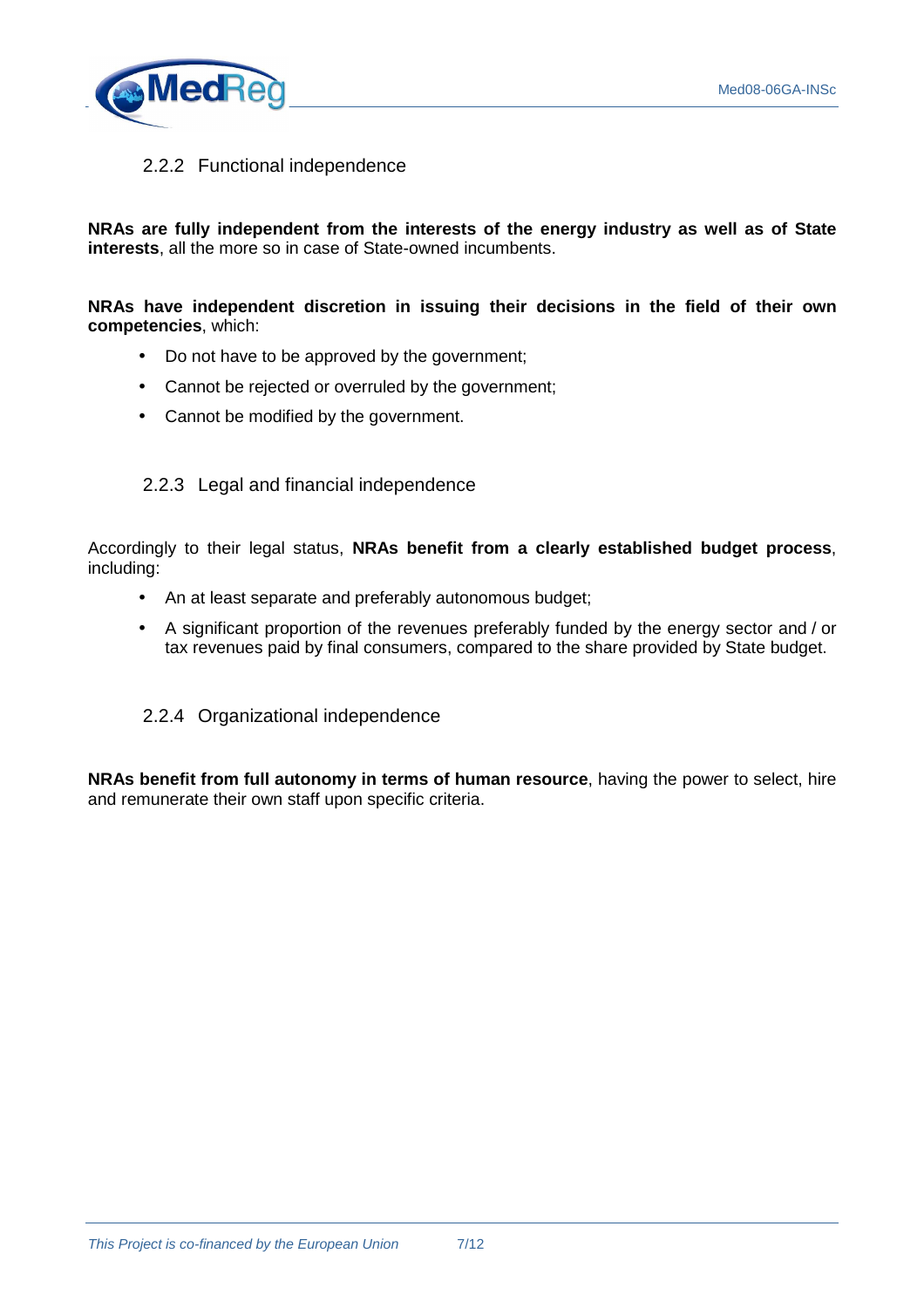### 2.2.2 Functional independence

**NRAs are fully independent from the interests of the energy industry as well as of State interests**, all the more so in case of State-owned incumbents.

**NRAs have independent discretion in issuing their decisions in the field of their own competencies**, which:

- Do not have to be approved by the government;
- Cannot be rejected or overruled by the government;
- Cannot be modified by the government.

### 2.2.3 Legal and financial independence

Accordingly to their legal status, **NRAs benefit from a clearly established budget process**, including:

- An at least separate and preferably autonomous budget;
- A significant proportion of the revenues preferably funded by the energy sector and / or tax revenues paid by final consumers, compared to the share provided by State budget.

### 2.2.4 Organizational independence

**NRAs benefit from full autonomy in terms of human resource**, having the power to select, hire and remunerate their own staff upon specific criteria.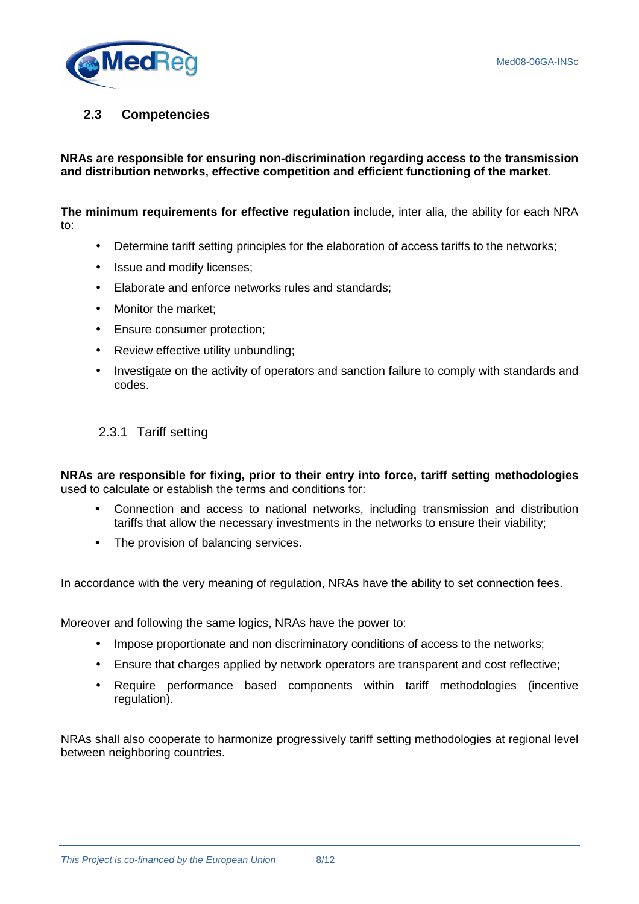## 2.3 Competencies

**NRAs are responsible for ensuring non-discrimination regarding access to the transmission and distribution networks, effective competition and efficient functioning of the market.**

**The minimum requirements for effective regulation** include, inter alia, the ability for each NRA to:

- Determine tariff setting principles for the elaboration of access tariffs to the networks;
- Issue and modify licenses;
- Elaborate and enforce networks rules and standards;
- Monitor the market;
- Ensure consumer protection;
- Review effective utility unbundling;
- Investigate on the activity of operators and sanction failure to comply with standards and codes.

### 2.3.1 Tariff setting

**NRAs are responsible for fixing, prior to their entry into force, tariff setting methodologies** used to calculate or establish the terms and conditions for:

- Connection and access to national networks, including transmission and distribution tariffs that allow the necessary investments in the networks to ensure their viability;
- The provision of balancing services.

In accordance with the very meaning of regulation, NRAs have the ability to set connection fees.

Moreover and following the same logics, NRAs have the power to:

- Impose proportionate and non discriminatory conditions of access to the networks;
- Ensure that charges applied by network operators are transparent and cost reflective;
- Require performance based components within tariff methodologies (incentive regulation).

NRAs shall also cooperate to harmonize progressively tariff setting methodologies at regional level between neighboring countries.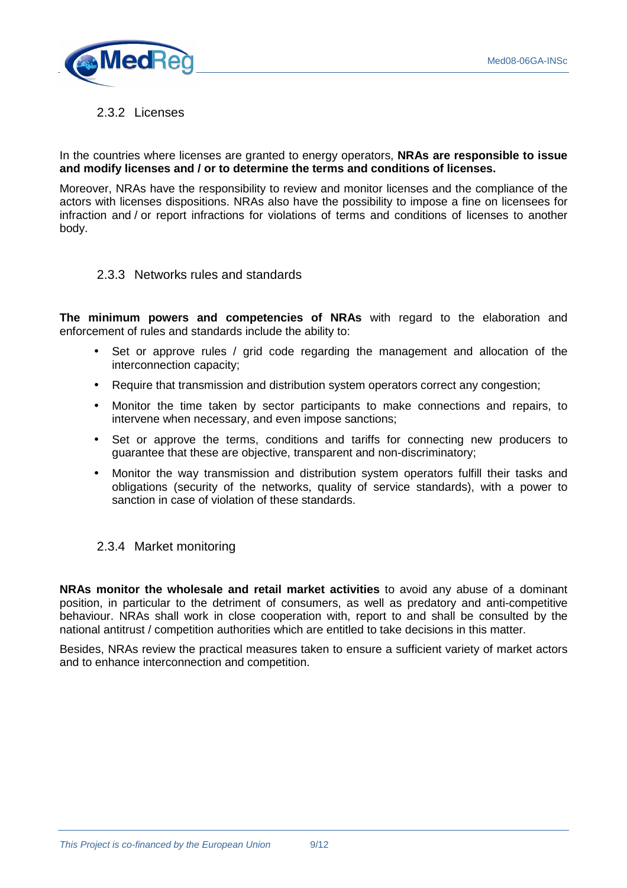### 2.3.2 Licenses

In the countries where licenses are granted to energy operators, **NRAs are responsible to issue and modify licenses and / or to determine the terms and conditions of licenses.**

Moreover, NRAs have the responsibility to review and monitor licenses and the compliance of the actors with licenses dispositions. NRAs also have the possibility to impose a fine on licensees for infraction and / or report infractions for violations of terms and conditions of licenses to another body.

### 2.3.3 Networks rules and standards

**The minimum powers and competencies of NRAs** with regard to the elaboration and enforcement of rules and standards include the ability to:

- Set or approve rules / grid code regarding the management and allocation of the interconnection capacity;
- Require that transmission and distribution system operators correct any congestion;
- Monitor the time taken by sector participants to make connections and repairs, to intervene when necessary, and even impose sanctions;
- Set or approve the terms, conditions and tariffs for connecting new producers to guarantee that these are objective, transparent and non-discriminatory;
- Monitor the way transmission and distribution system operators fulfill their tasks and obligations (security of the networks, quality of service standards), with a power to sanction in case of violation of these standards.

### 2.3.4 Market monitoring

**NRAs monitor the wholesale and retail market activities** to avoid any abuse of a dominant position, in particular to the detriment of consumers, as well as predatory and anti-competitive behaviour. NRAs shall work in close cooperation with, report to and shall be consulted by the national antitrust / competition authorities which are entitled to take decisions in this matter.

Besides, NRAs review the practical measures taken to ensure a sufficient variety of market actors and to enhance interconnection and competition.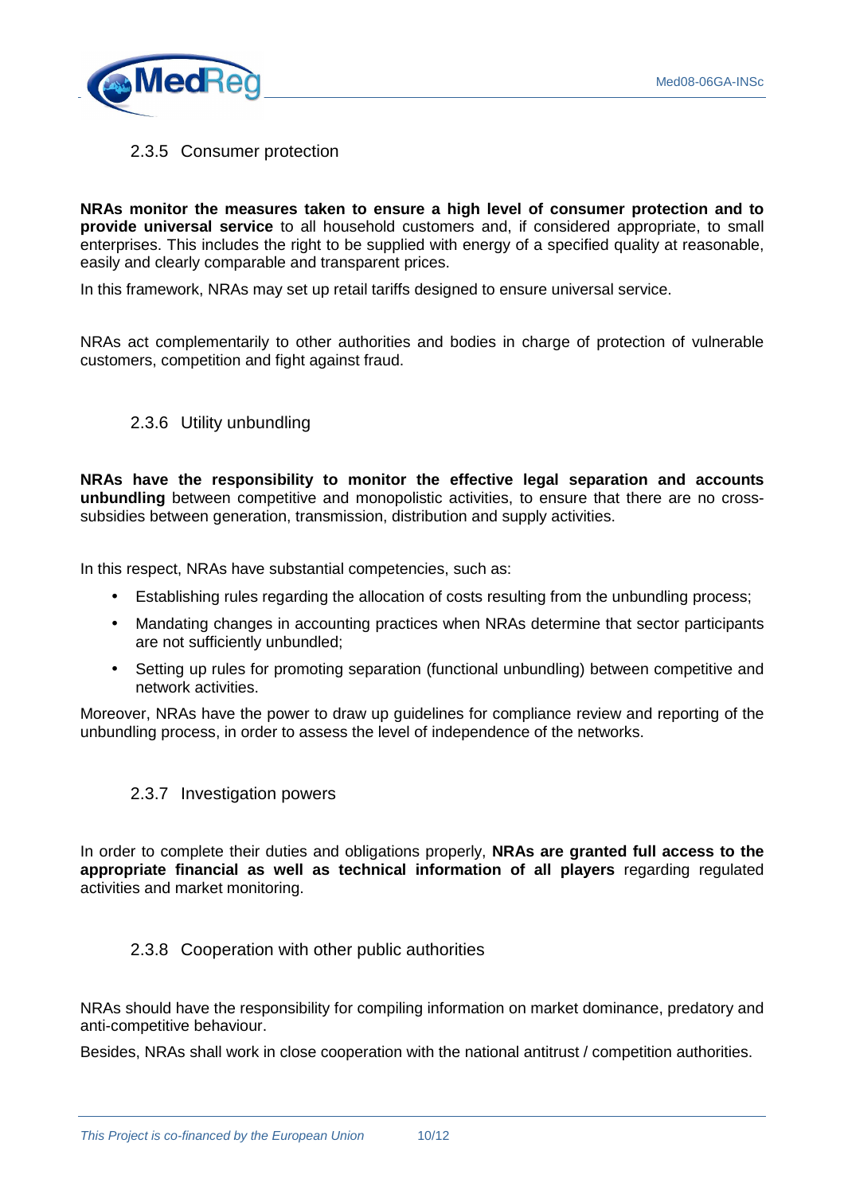### 2.3.5 Consumer protection

**NRAs monitor the measures taken to ensure a high level of consumer protection and to provide universal service** to all household customers and, if considered appropriate, to small enterprises. This includes the right to be supplied with energy of a specified quality at reasonable, easily and clearly comparable and transparent prices.

In this framework, NRAs may set up retail tariffs designed to ensure universal service.

NRAs act complementarily to other authorities and bodies in charge of protection of vulnerable customers, competition and fight against fraud.

### 2.3.6 Utility unbundling

**NRAs have the responsibility to monitor the effective legal separation and accounts unbundling** between competitive and monopolistic activities, to ensure that there are no cross-subsidies between generation, transmission, distribution and supply activities.

In this respect, NRAs have substantial competencies, such as:

- Establishing rules regarding the allocation of costs resulting from the unbundling process;
- Mandating changes in accounting practices when NRAs determine that sector participants are not sufficiently unbundled;
- Setting up rules for promoting separation (functional unbundling) between competitive and network activities.

Moreover, NRAs have the power to draw up guidelines for compliance review and reporting of the unbundling process, in order to assess the level of independence of the networks.

### 2.3.7 Investigation powers

In order to complete their duties and obligations properly, **NRAs are granted full access to the appropriate financial as well as technical information of all players** regarding regulated activities and market monitoring.

### 2.3.8 Cooperation with other public authorities

NRAs should have the responsibility for compiling information on market dominance, predatory and anti-competitive behaviour.

Besides, NRAs shall work in close cooperation with the national antitrust / competition authorities.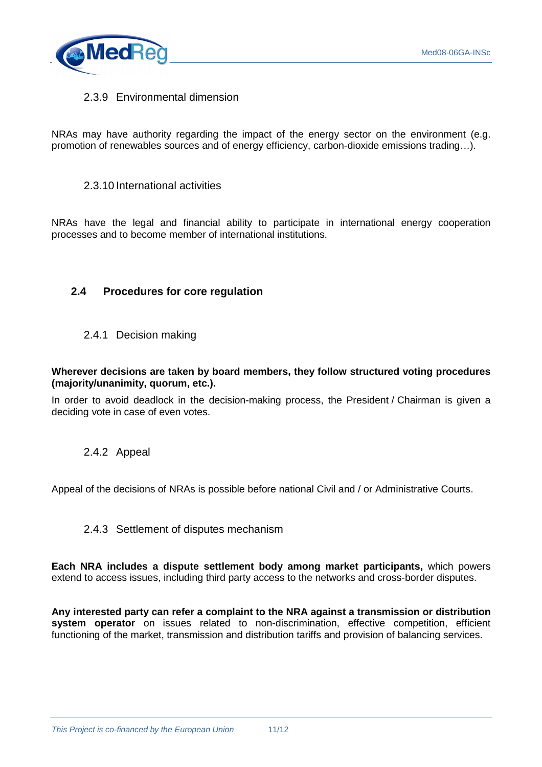### 2.3.9 Environmental dimension

NRAs may have authority regarding the impact of the energy sector on the environment (e.g. promotion of renewables sources and of energy efficiency, carbon-dioxide emissions trading…).

### 2.3.10 International activities

NRAs have the legal and financial ability to participate in international energy cooperation processes and to become member of international institutions.

## 2.4 Procedures for core regulation

### 2.4.1 Decision making

**Wherever decisions are taken by board members, they follow structured voting procedures (majority/unanimity, quorum, etc.).**

In order to avoid deadlock in the decision-making process, the President / Chairman is given a deciding vote in case of even votes.

### 2.4.2 Appeal

Appeal of the decisions of NRAs is possible before national Civil and / or Administrative Courts.

### 2.4.3 Settlement of disputes mechanism

**Each NRA includes a dispute settlement body among market participants,** which powers extend to access issues, including third party access to the networks and cross-border disputes.

**Any interested party can refer a complaint to the NRA against a transmission or distribution system operator** on issues related to non-discrimination, effective competition, efficient functioning of the market, transmission and distribution tariffs and provision of balancing services.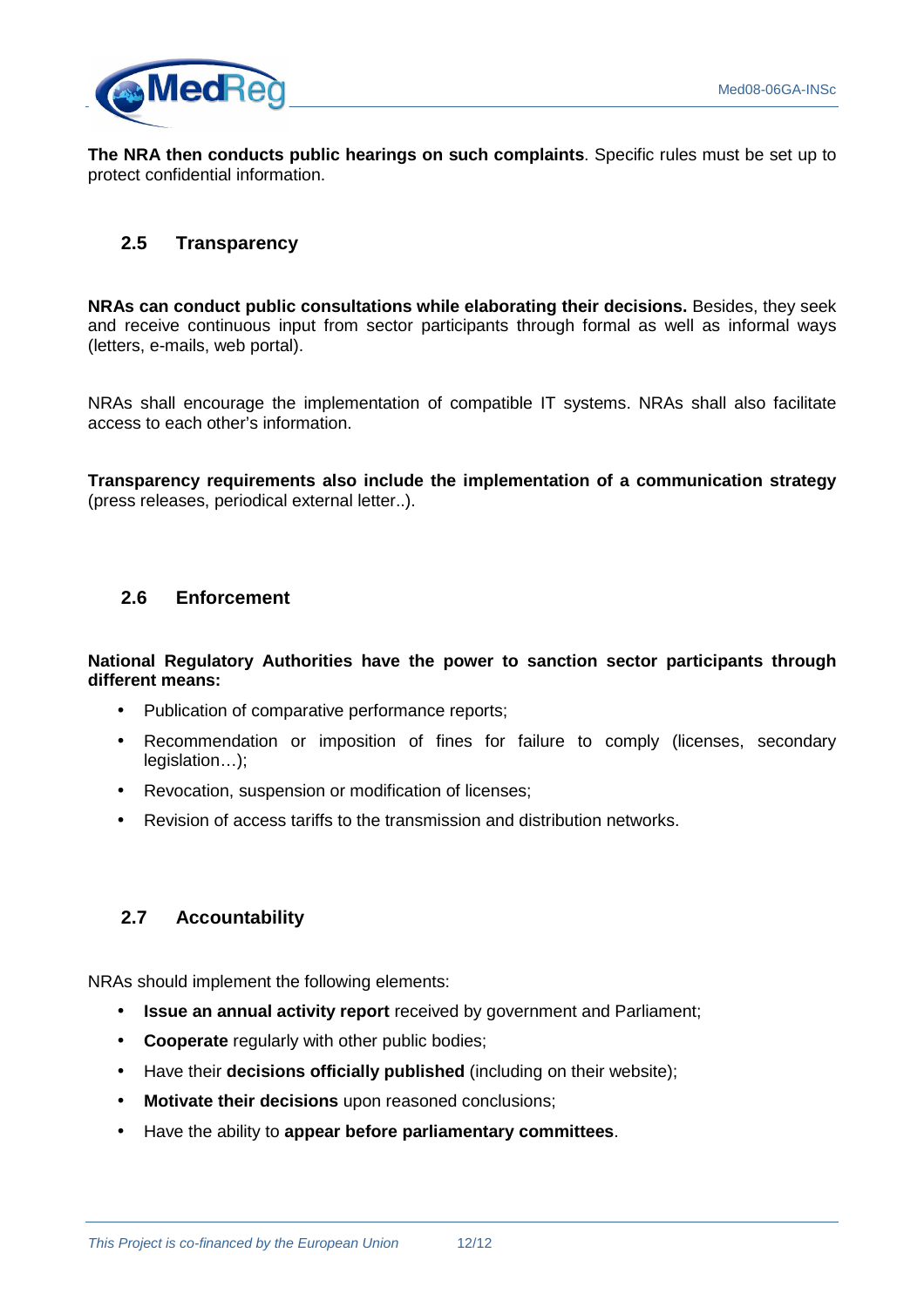**The NRA then conducts public hearings on such complaints**. Specific rules must be set up to protect confidential information.

### 2.5 Transparency

**NRAs can conduct public consultations while elaborating their decisions.** Besides, they seek and receive continuous input from sector participants through formal as well as informal ways (letters, e-mails, web portal).

NRAs shall encourage the implementation of compatible IT systems. NRAs shall also facilitate access to each other's information.

**Transparency requirements also include the implementation of a communication strategy** (press releases, periodical external letter..).

### 2.6 Enforcement

**National Regulatory Authorities have the power to sanction sector participants through different means:**

- Publication of comparative performance reports;
- Recommendation or imposition of fines for failure to comply (licenses, secondary legislation…);
- Revocation, suspension or modification of licenses;
- Revision of access tariffs to the transmission and distribution networks.

### 2.7 Accountability

NRAs should implement the following elements:

- **Issue an annual activity report** received by government and Parliament;
- **Cooperate** regularly with other public bodies;
- Have their **decisions officially published** (including on their website);
- **Motivate their decisions** upon reasoned conclusions;
- Have the ability to **appear before parliamentary committees**.